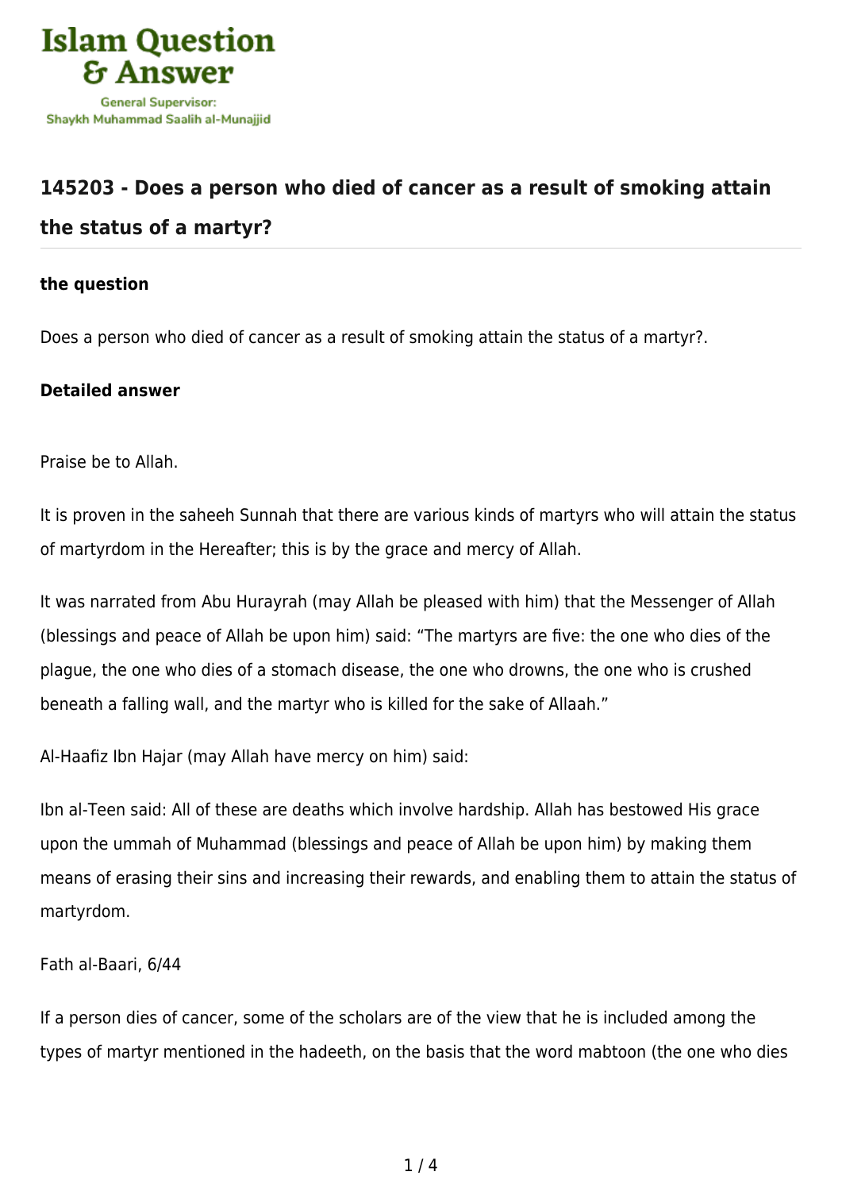Islam Question & Answer

General Supervisor: Shaykh Muhammad Saalih al-Munajjid

## 145203 - Does a person who died of cancer as a result of smoking attain the status of a martyr?

**the question**

Does a person who died of cancer as a result of smoking attain the status of a martyr?.

**Detailed answer**

Praise be to Allah.

It is proven in the saheeh Sunnah that there are various kinds of martyrs who will attain the status of martyrdom in the Hereafter; this is by the grace and mercy of Allah.

It was narrated from Abu Hurayrah (may Allah be pleased with him) that the Messenger of Allah (blessings and peace of Allah be upon him) said: "The martyrs are five: the one who dies of the plague, the one who dies of a stomach disease, the one who drowns, the one who is crushed beneath a falling wall, and the martyr who is killed for the sake of Allaah."

Al-Haafiz Ibn Hajar (may Allah have mercy on him) said:

Ibn al-Teen said: All of these are deaths which involve hardship. Allah has bestowed His grace upon the ummah of Muhammad (blessings and peace of Allah be upon him) by making them means of erasing their sins and increasing their rewards, and enabling them to attain the status of martyrdom.

Fath al-Baari, 6/44

If a person dies of cancer, some of the scholars are of the view that he is included among the types of martyr mentioned in the hadeeth, on the basis that the word mabtoon (the one who dies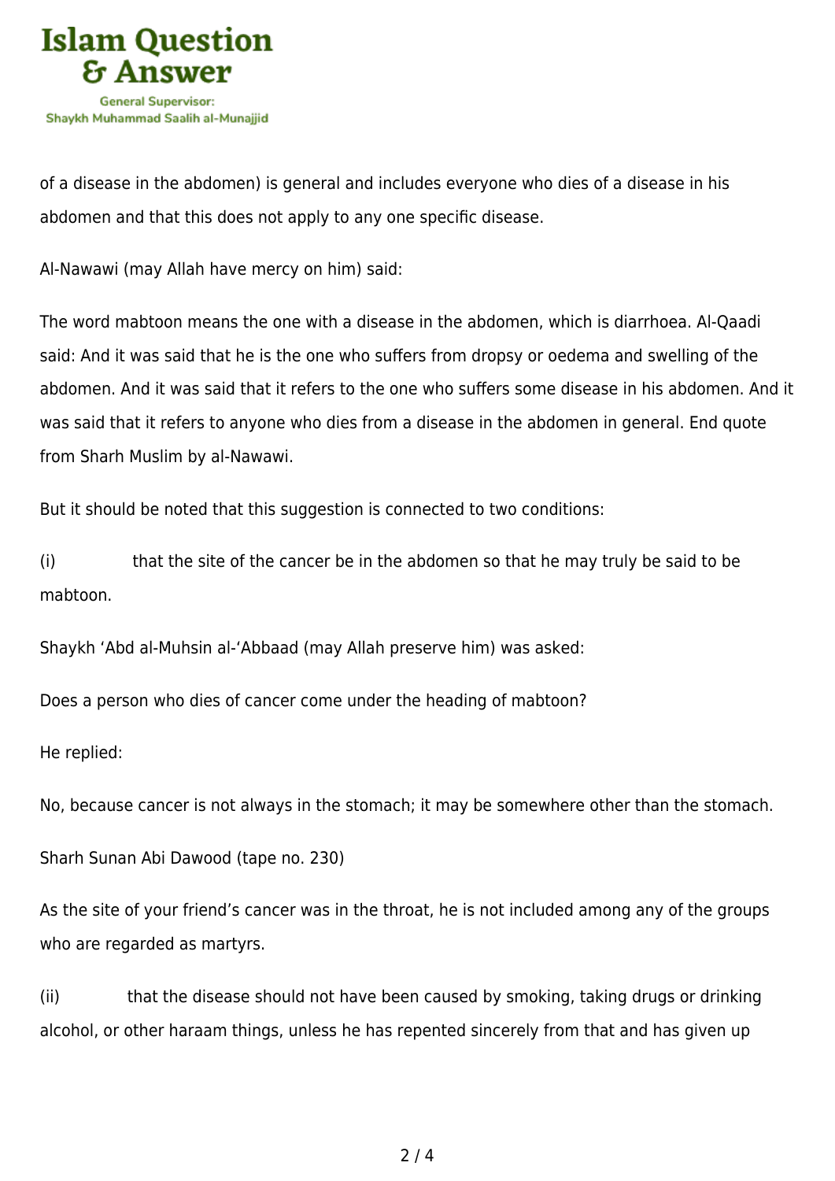of a disease in the abdomen) is general and includes everyone who dies of a disease in his abdomen and that this does not apply to any one specific disease.

Al-Nawawi (may Allah have mercy on him) said:

The word mabtoon means the one with a disease in the abdomen, which is diarrhoea. Al-Qaadi said: And it was said that he is the one who suffers from dropsy or oedema and swelling of the abdomen. And it was said that it refers to the one who suffers some disease in his abdomen. And it was said that it refers to anyone who dies from a disease in the abdomen in general. End quote from Sharh Muslim by al-Nawawi.

But it should be noted that this suggestion is connected to two conditions:

(i) that the site of the cancer be in the abdomen so that he may truly be said to be mabtoon.

Shaykh 'Abd al-Muhsin al-'Abbaad (may Allah preserve him) was asked:

Does a person who dies of cancer come under the heading of mabtoon?

He replied:

No, because cancer is not always in the stomach; it may be somewhere other than the stomach.

Sharh Sunan Abi Dawood (tape no. 230)

As the site of your friend's cancer was in the throat, he is not included among any of the groups who are regarded as martyrs.

(ii) that the disease should not have been caused by smoking, taking drugs or drinking alcohol, or other haraam things, unless he has repented sincerely from that and has given up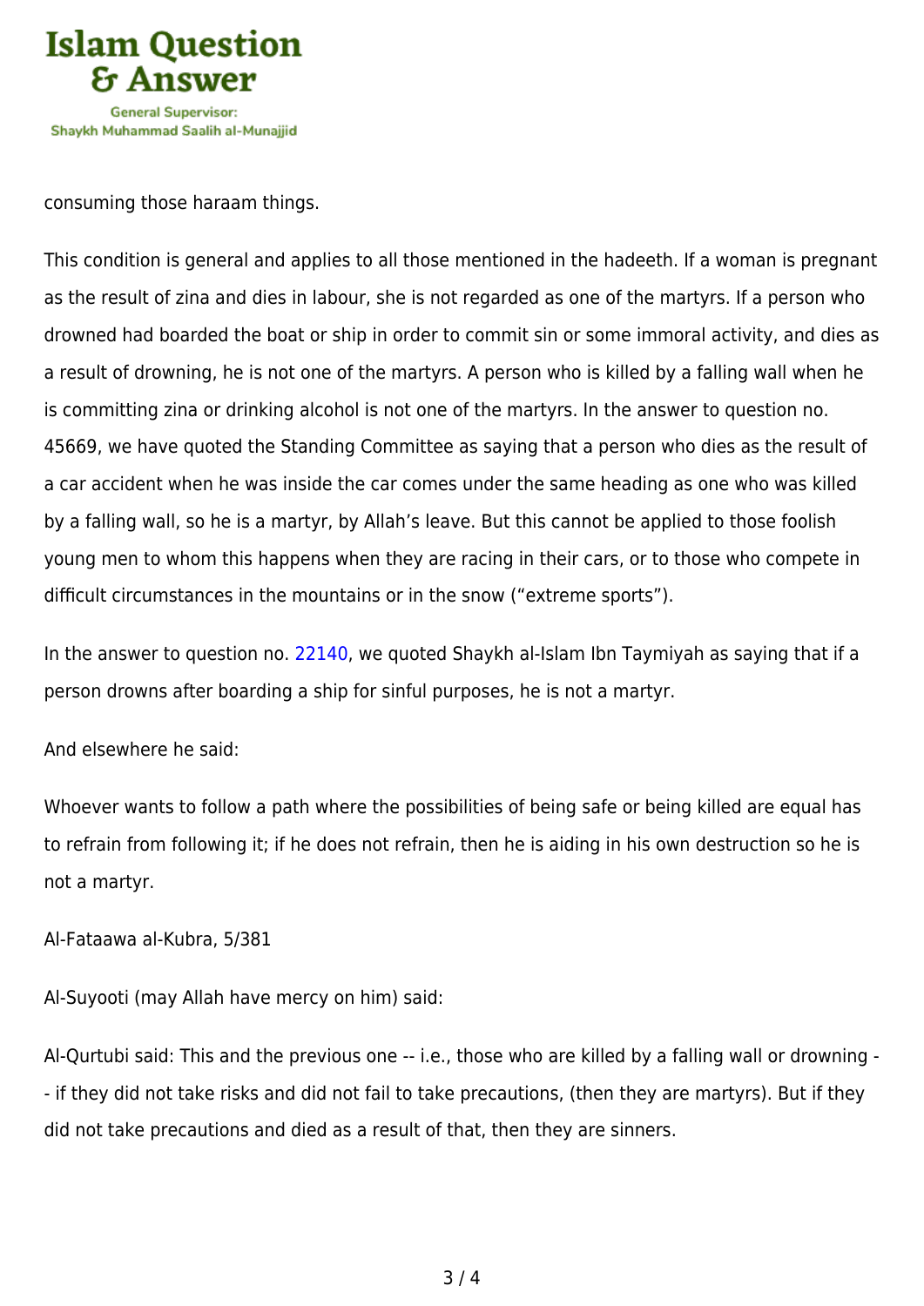consuming those haraam things.

This condition is general and applies to all those mentioned in the hadeeth. If a woman is pregnant as the result of zina and dies in labour, she is not regarded as one of the martyrs. If a person who drowned had boarded the boat or ship in order to commit sin or some immoral activity, and dies as a result of drowning, he is not one of the martyrs. A person who is killed by a falling wall when he is committing zina or drinking alcohol is not one of the martyrs. In the answer to question no. 45669, we have quoted the Standing Committee as saying that a person who dies as the result of a car accident when he was inside the car comes under the same heading as one who was killed by a falling wall, so he is a martyr, by Allah's leave. But this cannot be applied to those foolish young men to whom this happens when they are racing in their cars, or to those who compete in difficult circumstances in the mountains or in the snow ("extreme sports").

In the answer to question no. 22140, we quoted Shaykh al-Islam Ibn Taymiyah as saying that if a person drowns after boarding a ship for sinful purposes, he is not a martyr.

And elsewhere he said:

Whoever wants to follow a path where the possibilities of being safe or being killed are equal has to refrain from following it; if he does not refrain, then he is aiding in his own destruction so he is not a martyr.

Al-Fataawa al-Kubra, 5/381

Al-Suyooti (may Allah have mercy on him) said:

Al-Qurtubi said: This and the previous one -- i.e., those who are killed by a falling wall or drowning -- if they did not take risks and did not fail to take precautions, (then they are martyrs). But if they did not take precautions and died as a result of that, then they are sinners.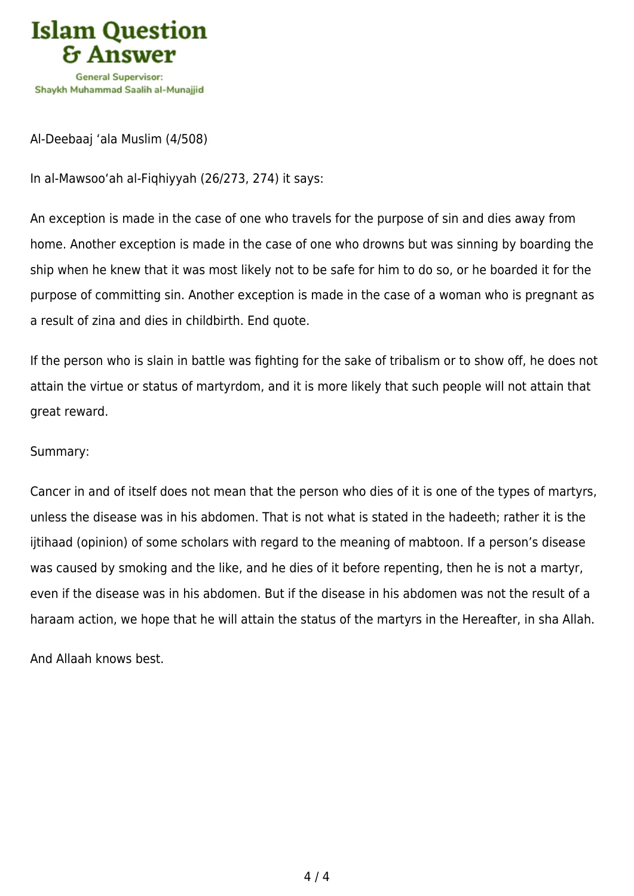Al-Deebaaj ‘ala Muslim (4/508)

In al-Mawsoo‘ah al-Fiqhiyyah (26/273, 274) it says:

An exception is made in the case of one who travels for the purpose of sin and dies away from home. Another exception is made in the case of one who drowns but was sinning by boarding the ship when he knew that it was most likely not to be safe for him to do so, or he boarded it for the purpose of committing sin. Another exception is made in the case of a woman who is pregnant as a result of zina and dies in childbirth. End quote.

If the person who is slain in battle was fighting for the sake of tribalism or to show off, he does not attain the virtue or status of martyrdom, and it is more likely that such people will not attain that great reward.

Summary:

Cancer in and of itself does not mean that the person who dies of it is one of the types of martyrs, unless the disease was in his abdomen. That is not what is stated in the hadeeth; rather it is the ijtihaad (opinion) of some scholars with regard to the meaning of mabtoon. If a person’s disease was caused by smoking and the like, and he dies of it before repenting, then he is not a martyr, even if the disease was in his abdomen. But if the disease in his abdomen was not the result of a haraam action, we hope that he will attain the status of the martyrs in the Hereafter, in sha Allah.

And Allaah knows best.